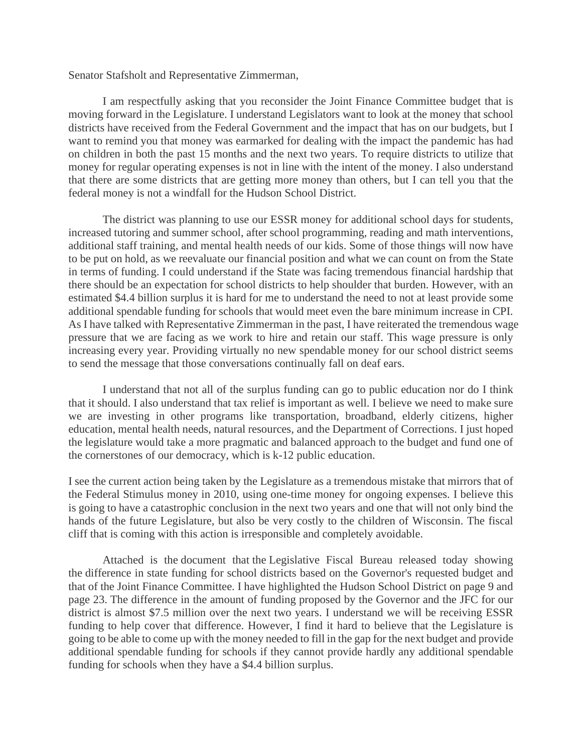Senator Stafsholt and Representative Zimmerman,

I am respectfully asking that you reconsider the Joint Finance Committee budget that is moving forward in the Legislature. I understand Legislators want to look at the money that school districts have received from the Federal Government and the impact that has on our budgets, but I want to remind you that money was earmarked for dealing with the impact the pandemic has had on children in both the past 15 months and the next two years. To require districts to utilize that money for regular operating expenses is not in line with the intent of the money. I also understand that there are some districts that are getting more money than others, but I can tell you that the federal money is not a windfall for the Hudson School District.

The district was planning to use our ESSR money for additional school days for students, increased tutoring and summer school, after school programming, reading and math interventions, additional staff training, and mental health needs of our kids. Some of those things will now have to be put on hold, as we reevaluate our financial position and what we can count on from the State in terms of funding. I could understand if the State was facing tremendous financial hardship that there should be an expectation for school districts to help shoulder that burden. However, with an estimated \$4.4 billion surplus it is hard for me to understand the need to not at least provide some additional spendable funding for schools that would meet even the bare minimum increase in CPI. As I have talked with Representative Zimmerman in the past, I have reiterated the tremendous wage pressure that we are facing as we work to hire and retain our staff. This wage pressure is only increasing every year. Providing virtually no new spendable money for our school district seems to send the message that those conversations continually fall on deaf ears.

I understand that not all of the surplus funding can go to public education nor do I think that it should. I also understand that tax relief is important as well. I believe we need to make sure we are investing in other programs like transportation, broadband, elderly citizens, higher education, mental health needs, natural resources, and the Department of Corrections. I just hoped the legislature would take a more pragmatic and balanced approach to the budget and fund one of the cornerstones of our democracy, which is k-12 public education.

I see the current action being taken by the Legislature as a tremendous mistake that mirrors that of the Federal Stimulus money in 2010, using one-time money for ongoing expenses. I believe this is going to have a catastrophic conclusion in the next two years and one that will not only bind the hands of the future Legislature, but also be very costly to the children of Wisconsin. The fiscal cliff that is coming with this action is irresponsible and completely avoidable.

Attached is the document that the Legislative Fiscal Bureau released today showing the difference in state funding for school districts based on the Governor's requested budget and that of the Joint Finance Committee. I have highlighted the Hudson School District on page 9 and page 23. The difference in the amount of funding proposed by the Governor and the JFC for our district is almost \$7.5 million over the next two years. I understand we will be receiving ESSR funding to help cover that difference. However, I find it hard to believe that the Legislature is going to be able to come up with the money needed to fill in the gap for the next budget and provide additional spendable funding for schools if they cannot provide hardly any additional spendable funding for schools when they have a \$4.4 billion surplus.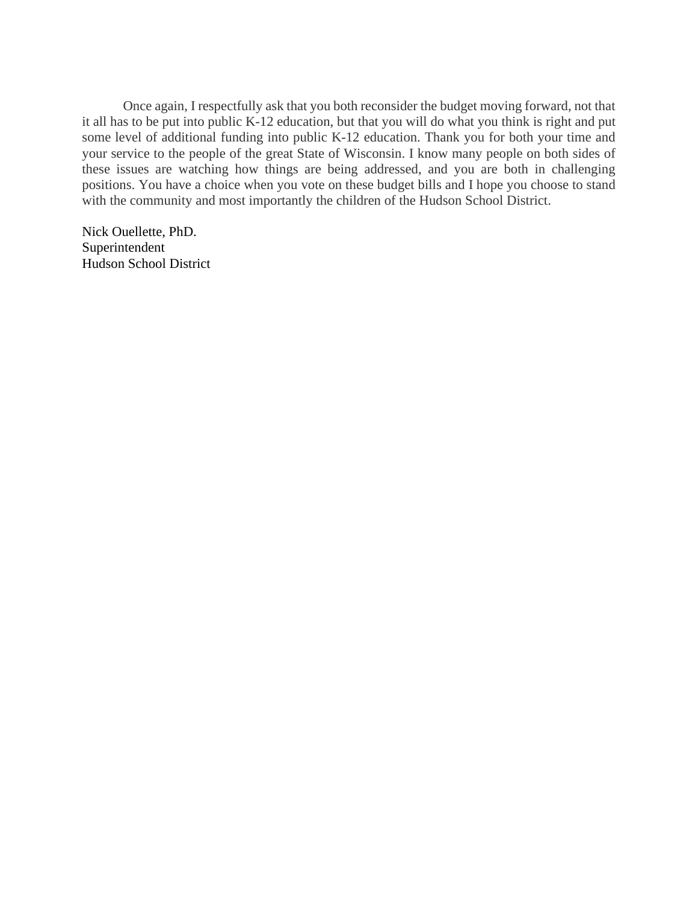Once again, I respectfully ask that you both reconsider the budget moving forward, not that it all has to be put into public K-12 education, but that you will do what you think is right and put some level of additional funding into public K-12 education. Thank you for both your time and your service to the people of the great State of Wisconsin. I know many people on both sides of these issues are watching how things are being addressed, and you are both in challenging positions. You have a choice when you vote on these budget bills and I hope you choose to stand with the community and most importantly the children of the Hudson School District.

Nick Ouellette, PhD.
Superintendent
Hudson School District